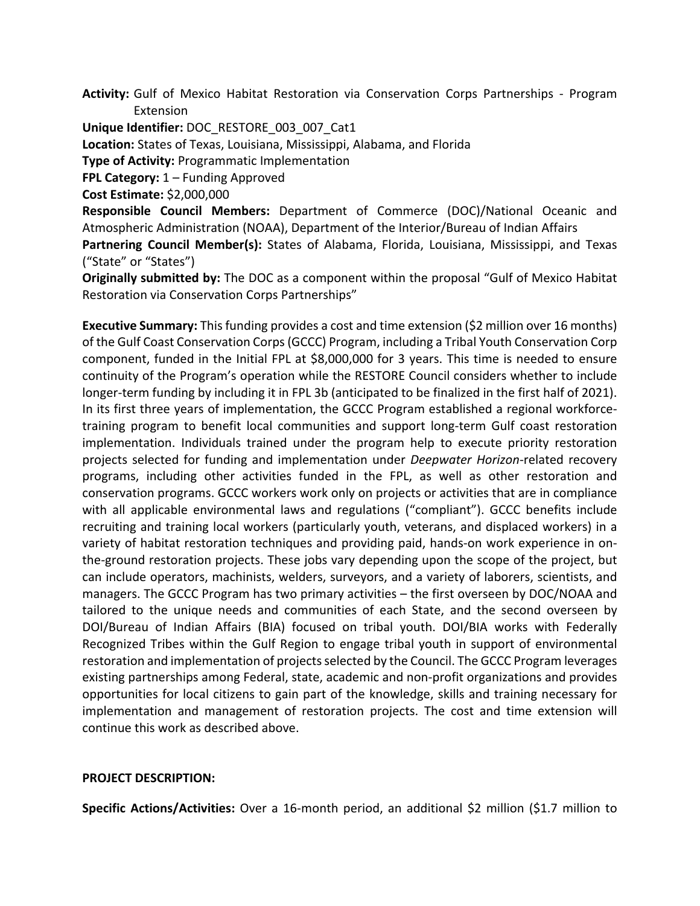**Activity:** Gulf of Mexico Habitat Restoration via Conservation Corps Partnerships - Program Extension

**Unique Identifier:** DOC_RESTORE_003_007_Cat1

**Location:** States of Texas, Louisiana, Mississippi, Alabama, and Florida

**Type of Activity:** Programmatic Implementation

**FPL Category:** 1 – Funding Approved

**Cost Estimate:** $2,000,000

**Responsible Council Members:** Department of Commerce (DOC)/National Oceanic and Atmospheric Administration (NOAA), Department of the Interior/Bureau of Indian Affairs

**Partnering Council Member(s):** States of Alabama, Florida, Louisiana, Mississippi, and Texas ("State" or "States")

**Originally submitted by:** The DOC as a component within the proposal "Gulf of Mexico Habitat Restoration via Conservation Corps Partnerships"

**Executive Summary:** This funding provides a cost and time extension ($2 million over 16 months) of the Gulf Coast Conservation Corps (GCCC) Program, including a Tribal Youth Conservation Corp component, funded in the Initial FPL at $8,000,000 for 3 years. This time is needed to ensure continuity of the Program's operation while the RESTORE Council considers whether to include longer-term funding by including it in FPL 3b (anticipated to be finalized in the first half of 2021). In its first three years of implementation, the GCCC Program established a regional workforce-training program to benefit local communities and support long-term Gulf coast restoration implementation. Individuals trained under the program help to execute priority restoration projects selected for funding and implementation under *Deepwater Horizon*-related recovery programs, including other activities funded in the FPL, as well as other restoration and conservation programs. GCCC workers work only on projects or activities that are in compliance with all applicable environmental laws and regulations ("compliant"). GCCC benefits include recruiting and training local workers (particularly youth, veterans, and displaced workers) in a variety of habitat restoration techniques and providing paid, hands-on work experience in on-the-ground restoration projects. These jobs vary depending upon the scope of the project, but can include operators, machinists, welders, surveyors, and a variety of laborers, scientists, and managers. The GCCC Program has two primary activities – the first overseen by DOC/NOAA and tailored to the unique needs and communities of each State, and the second overseen by DOI/Bureau of Indian Affairs (BIA) focused on tribal youth. DOI/BIA works with Federally Recognized Tribes within the Gulf Region to engage tribal youth in support of environmental restoration and implementation of projects selected by the Council. The GCCC Program leverages existing partnerships among Federal, state, academic and non-profit organizations and provides opportunities for local citizens to gain part of the knowledge, skills and training necessary for implementation and management of restoration projects. The cost and time extension will continue this work as described above.

**PROJECT DESCRIPTION:**

**Specific Actions/Activities:** Over a 16-month period, an additional $2 million ($1.7 million to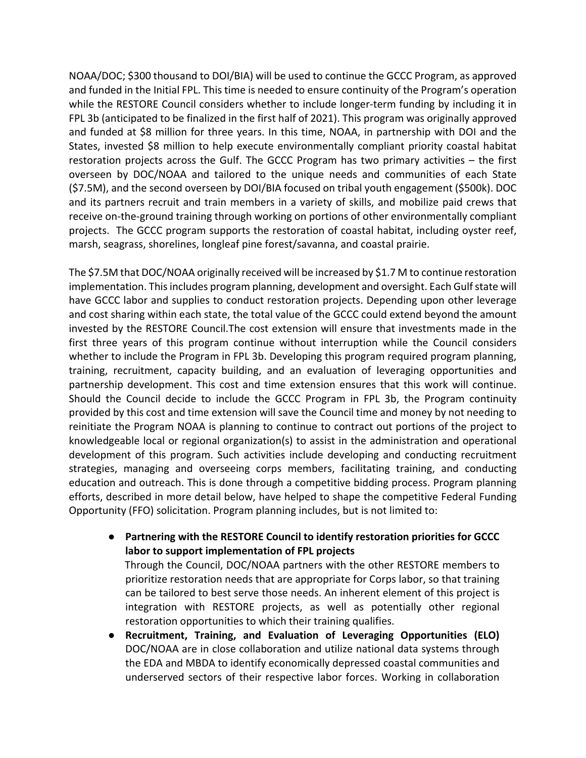NOAA/DOC; $300 thousand to DOI/BIA) will be used to continue the GCCC Program, as approved and funded in the Initial FPL. This time is needed to ensure continuity of the Program's operation while the RESTORE Council considers whether to include longer-term funding by including it in FPL 3b (anticipated to be finalized in the first half of 2021). This program was originally approved and funded at $8 million for three years. In this time, NOAA, in partnership with DOI and the States, invested $8 million to help execute environmentally compliant priority coastal habitat restoration projects across the Gulf. The GCCC Program has two primary activities – the first overseen by DOC/NOAA and tailored to the unique needs and communities of each State ($7.5M), and the second overseen by DOI/BIA focused on tribal youth engagement ($500k). DOC and its partners recruit and train members in a variety of skills, and mobilize paid crews that receive on-the-ground training through working on portions of other environmentally compliant projects. The GCCC program supports the restoration of coastal habitat, including oyster reef, marsh, seagrass, shorelines, longleaf pine forest/savanna, and coastal prairie.

The $7.5M that DOC/NOAA originally received will be increased by $1.7 M to continue restoration implementation. This includes program planning, development and oversight. Each Gulf state will have GCCC labor and supplies to conduct restoration projects. Depending upon other leverage and cost sharing within each state, the total value of the GCCC could extend beyond the amount invested by the RESTORE Council.The cost extension will ensure that investments made in the first three years of this program continue without interruption while the Council considers whether to include the Program in FPL 3b. Developing this program required program planning, training, recruitment, capacity building, and an evaluation of leveraging opportunities and partnership development. This cost and time extension ensures that this work will continue. Should the Council decide to include the GCCC Program in FPL 3b, the Program continuity provided by this cost and time extension will save the Council time and money by not needing to reinitiate the Program NOAA is planning to continue to contract out portions of the project to knowledgeable local or regional organization(s) to assist in the administration and operational development of this program. Such activities include developing and conducting recruitment strategies, managing and overseeing corps members, facilitating training, and conducting education and outreach. This is done through a competitive bidding process. Program planning efforts, described in more detail below, have helped to shape the competitive Federal Funding Opportunity (FFO) solicitation. Program planning includes, but is not limited to:

- **Partnering with the RESTORE Council to identify restoration priorities for GCCC labor to support implementation of FPL projects**
  Through the Council, DOC/NOAA partners with the other RESTORE members to prioritize restoration needs that are appropriate for Corps labor, so that training can be tailored to best serve those needs. An inherent element of this project is integration with RESTORE projects, as well as potentially other regional restoration opportunities to which their training qualifies.
- **Recruitment, Training, and Evaluation of Leveraging Opportunities (ELO)** DOC/NOAA are in close collaboration and utilize national data systems through the EDA and MBDA to identify economically depressed coastal communities and underserved sectors of their respective labor forces. Working in collaboration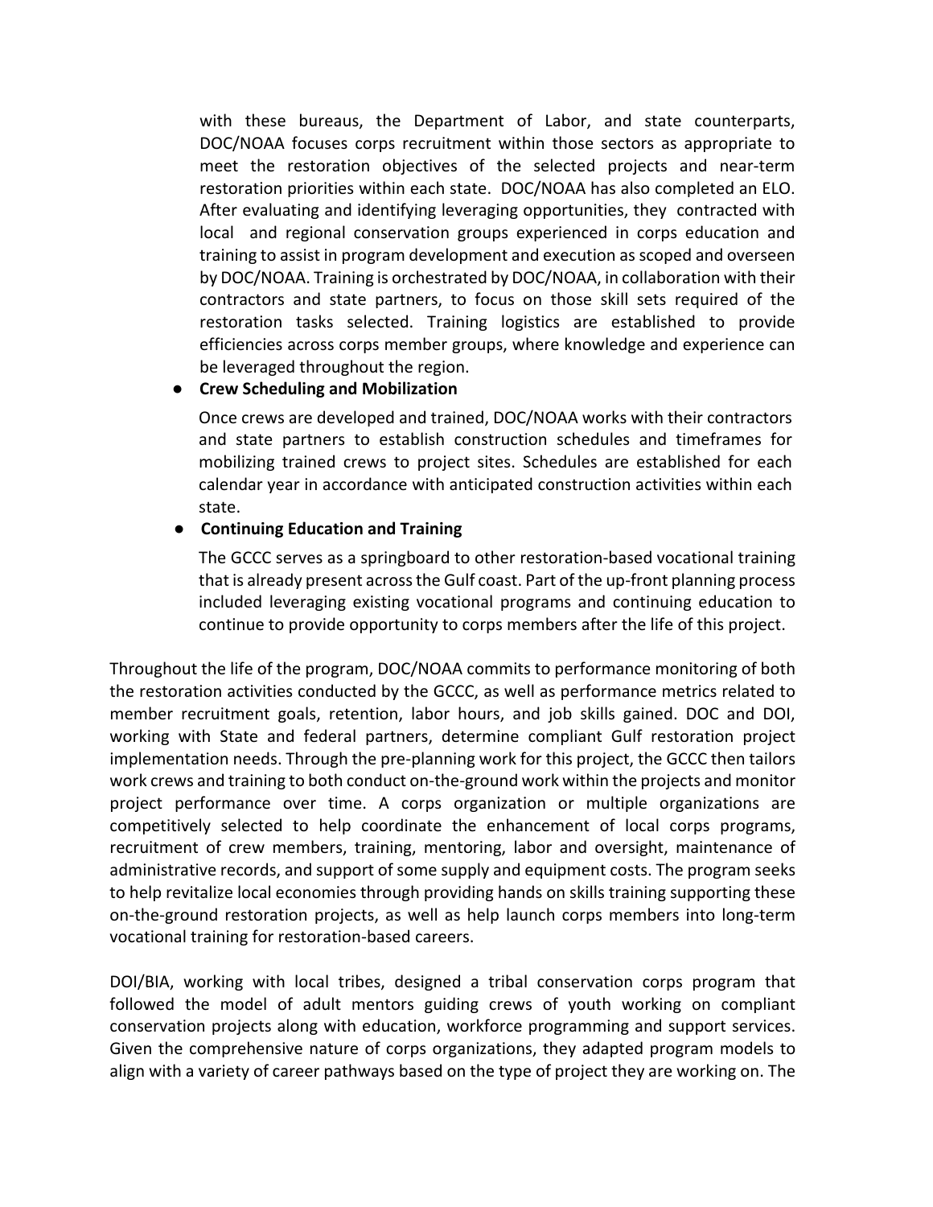with these bureaus, the Department of Labor, and state counterparts, DOC/NOAA focuses corps recruitment within those sectors as appropriate to meet the restoration objectives of the selected projects and near-term restoration priorities within each state. DOC/NOAA has also completed an ELO. After evaluating and identifying leveraging opportunities, they contracted with local and regional conservation groups experienced in corps education and training to assist in program development and execution as scoped and overseen by DOC/NOAA. Training is orchestrated by DOC/NOAA, in collaboration with their contractors and state partners, to focus on those skill sets required of the restoration tasks selected. Training logistics are established to provide efficiencies across corps member groups, where knowledge and experience can be leveraged throughout the region.

- **Crew Scheduling and Mobilization**

  Once crews are developed and trained, DOC/NOAA works with their contractors and state partners to establish construction schedules and timeframes for mobilizing trained crews to project sites. Schedules are established for each calendar year in accordance with anticipated construction activities within each state.

- **Continuing Education and Training**

  The GCCC serves as a springboard to other restoration-based vocational training that is already present across the Gulf coast. Part of the up-front planning process included leveraging existing vocational programs and continuing education to continue to provide opportunity to corps members after the life of this project.

Throughout the life of the program, DOC/NOAA commits to performance monitoring of both the restoration activities conducted by the GCCC, as well as performance metrics related to member recruitment goals, retention, labor hours, and job skills gained. DOC and DOI, working with State and federal partners, determine compliant Gulf restoration project implementation needs. Through the pre-planning work for this project, the GCCC then tailors work crews and training to both conduct on-the-ground work within the projects and monitor project performance over time. A corps organization or multiple organizations are competitively selected to help coordinate the enhancement of local corps programs, recruitment of crew members, training, mentoring, labor and oversight, maintenance of administrative records, and support of some supply and equipment costs. The program seeks to help revitalize local economies through providing hands on skills training supporting these on-the-ground restoration projects, as well as help launch corps members into long-term vocational training for restoration-based careers.

DOI/BIA, working with local tribes, designed a tribal conservation corps program that followed the model of adult mentors guiding crews of youth working on compliant conservation projects along with education, workforce programming and support services. Given the comprehensive nature of corps organizations, they adapted program models to align with a variety of career pathways based on the type of project they are working on. The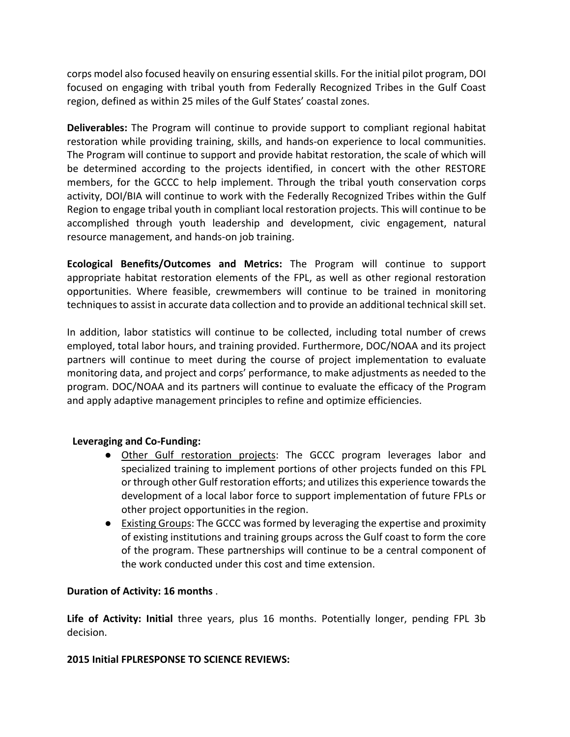corps model also focused heavily on ensuring essential skills. For the initial pilot program, DOI focused on engaging with tribal youth from Federally Recognized Tribes in the Gulf Coast region, defined as within 25 miles of the Gulf States' coastal zones.

**Deliverables:** The Program will continue to provide support to compliant regional habitat restoration while providing training, skills, and hands-on experience to local communities. The Program will continue to support and provide habitat restoration, the scale of which will be determined according to the projects identified, in concert with the other RESTORE members, for the GCCC to help implement. Through the tribal youth conservation corps activity, DOI/BIA will continue to work with the Federally Recognized Tribes within the Gulf Region to engage tribal youth in compliant local restoration projects. This will continue to be accomplished through youth leadership and development, civic engagement, natural resource management, and hands-on job training.

**Ecological Benefits/Outcomes and Metrics:** The Program will continue to support appropriate habitat restoration elements of the FPL, as well as other regional restoration opportunities. Where feasible, crewmembers will continue to be trained in monitoring techniques to assist in accurate data collection and to provide an additional technical skill set.

In addition, labor statistics will continue to be collected, including total number of crews employed, total labor hours, and training provided. Furthermore, DOC/NOAA and its project partners will continue to meet during the course of project implementation to evaluate monitoring data, and project and corps' performance, to make adjustments as needed to the program. DOC/NOAA and its partners will continue to evaluate the efficacy of the Program and apply adaptive management principles to refine and optimize efficiencies.

**Leveraging and Co-Funding:**

- Other Gulf restoration projects: The GCCC program leverages labor and specialized training to implement portions of other projects funded on this FPL or through other Gulf restoration efforts; and utilizes this experience towards the development of a local labor force to support implementation of future FPLs or other project opportunities in the region.
- Existing Groups: The GCCC was formed by leveraging the expertise and proximity of existing institutions and training groups across the Gulf coast to form the core of the program. These partnerships will continue to be a central component of the work conducted under this cost and time extension.

**Duration of Activity: 16 months** .

**Life of Activity: Initial** three years, plus 16 months. Potentially longer, pending FPL 3b decision.

**2015 Initial FPLRESPONSE TO SCIENCE REVIEWS:**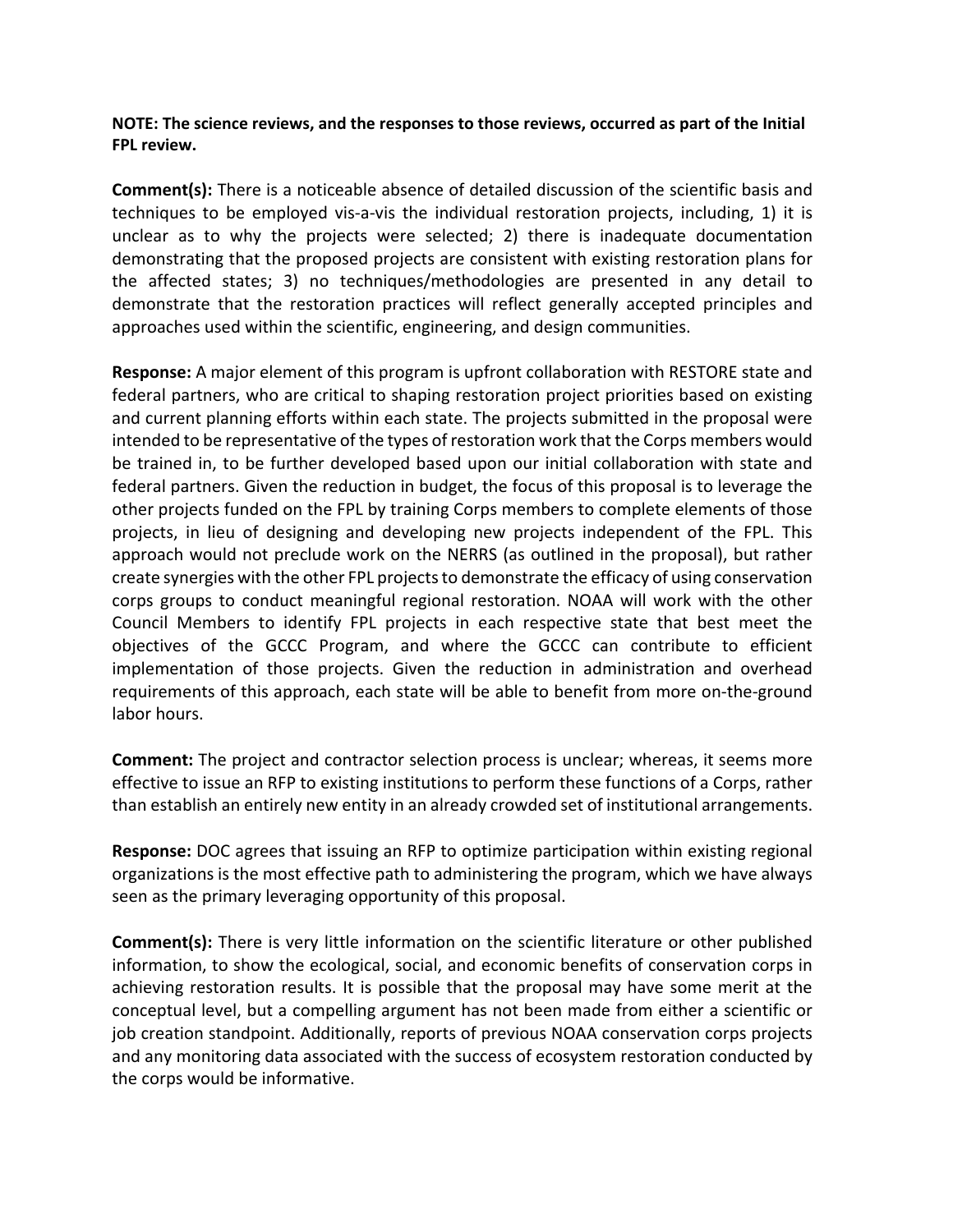**NOTE: The science reviews, and the responses to those reviews, occurred as part of the Initial FPL review.**

**Comment(s):** There is a noticeable absence of detailed discussion of the scientific basis and techniques to be employed vis-a-vis the individual restoration projects, including, 1) it is unclear as to why the projects were selected; 2) there is inadequate documentation demonstrating that the proposed projects are consistent with existing restoration plans for the affected states; 3) no techniques/methodologies are presented in any detail to demonstrate that the restoration practices will reflect generally accepted principles and approaches used within the scientific, engineering, and design communities.

**Response:** A major element of this program is upfront collaboration with RESTORE state and federal partners, who are critical to shaping restoration project priorities based on existing and current planning efforts within each state. The projects submitted in the proposal were intended to be representative of the types of restoration work that the Corps members would be trained in, to be further developed based upon our initial collaboration with state and federal partners. Given the reduction in budget, the focus of this proposal is to leverage the other projects funded on the FPL by training Corps members to complete elements of those projects, in lieu of designing and developing new projects independent of the FPL. This approach would not preclude work on the NERRS (as outlined in the proposal), but rather create synergies with the other FPL projects to demonstrate the efficacy of using conservation corps groups to conduct meaningful regional restoration. NOAA will work with the other Council Members to identify FPL projects in each respective state that best meet the objectives of the GCCC Program, and where the GCCC can contribute to efficient implementation of those projects. Given the reduction in administration and overhead requirements of this approach, each state will be able to benefit from more on-the-ground labor hours.

**Comment:** The project and contractor selection process is unclear; whereas, it seems more effective to issue an RFP to existing institutions to perform these functions of a Corps, rather than establish an entirely new entity in an already crowded set of institutional arrangements.

**Response:** DOC agrees that issuing an RFP to optimize participation within existing regional organizations is the most effective path to administering the program, which we have always seen as the primary leveraging opportunity of this proposal.

**Comment(s):** There is very little information on the scientific literature or other published information, to show the ecological, social, and economic benefits of conservation corps in achieving restoration results. It is possible that the proposal may have some merit at the conceptual level, but a compelling argument has not been made from either a scientific or job creation standpoint. Additionally, reports of previous NOAA conservation corps projects and any monitoring data associated with the success of ecosystem restoration conducted by the corps would be informative.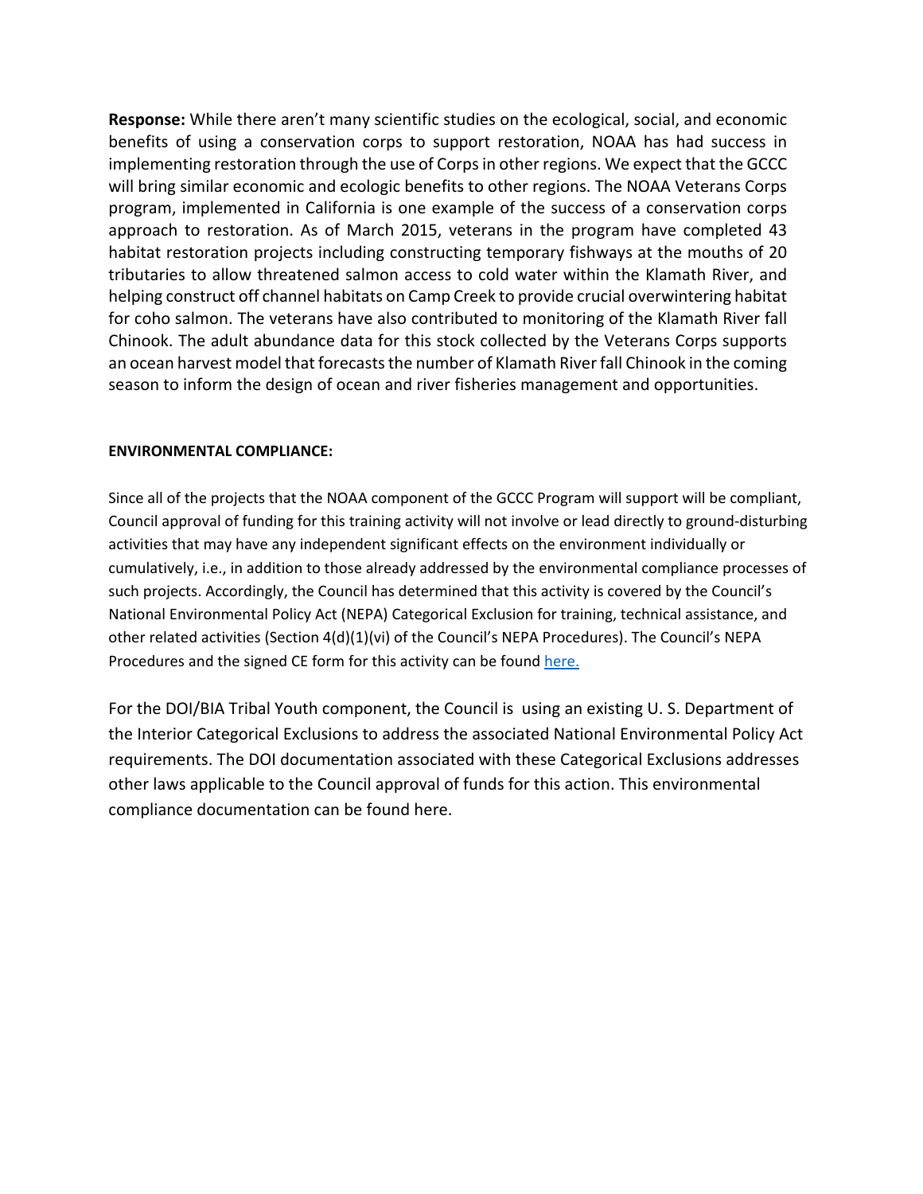**Response:** While there aren't many scientific studies on the ecological, social, and economic benefits of using a conservation corps to support restoration, NOAA has had success in implementing restoration through the use of Corps in other regions. We expect that the GCCC will bring similar economic and ecologic benefits to other regions. The NOAA Veterans Corps program, implemented in California is one example of the success of a conservation corps approach to restoration. As of March 2015, veterans in the program have completed 43 habitat restoration projects including constructing temporary fishways at the mouths of 20 tributaries to allow threatened salmon access to cold water within the Klamath River, and helping construct off channel habitats on Camp Creek to provide crucial overwintering habitat for coho salmon. The veterans have also contributed to monitoring of the Klamath River fall Chinook. The adult abundance data for this stock collected by the Veterans Corps supports an ocean harvest model that forecasts the number of Klamath River fall Chinook in the coming season to inform the design of ocean and river fisheries management and opportunities.

**ENVIRONMENTAL COMPLIANCE:**

Since all of the projects that the NOAA component of the GCCC Program will support will be compliant, Council approval of funding for this training activity will not involve or lead directly to ground-disturbing activities that may have any independent significant effects on the environment individually or cumulatively, i.e., in addition to those already addressed by the environmental compliance processes of such projects. Accordingly, the Council has determined that this activity is covered by the Council's National Environmental Policy Act (NEPA) Categorical Exclusion for training, technical assistance, and other related activities (Section 4(d)(1)(vi) of the Council's NEPA Procedures). The Council's NEPA Procedures and the signed CE form for this activity can be found here.

For the DOI/BIA Tribal Youth component, the Council is using an existing U. S. Department of the Interior Categorical Exclusions to address the associated National Environmental Policy Act requirements. The DOI documentation associated with these Categorical Exclusions addresses other laws applicable to the Council approval of funds for this action. This environmental compliance documentation can be found here.